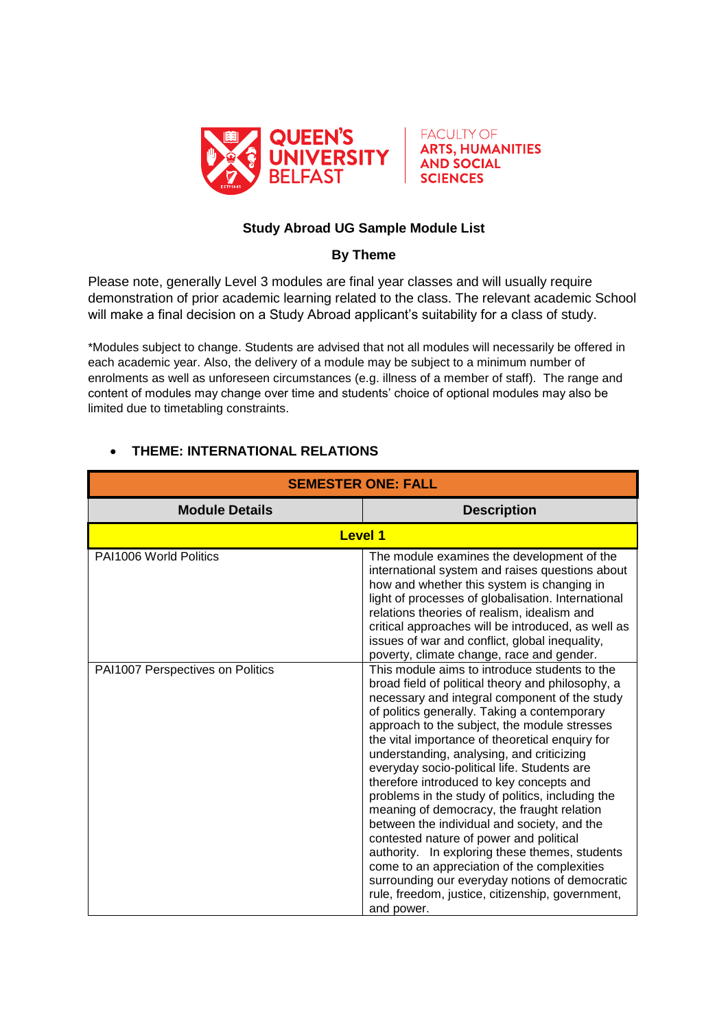QUEEN'S UNIVERSITY BELFAST — FACULTY OF ARTS, HUMANITIES AND SOCIAL SCIENCES

**Study Abroad UG Sample Module List**

**By Theme**

Please note, generally Level 3 modules are final year classes and will usually require demonstration of prior academic learning related to the class. The relevant academic School will make a final decision on a Study Abroad applicant's suitability for a class of study.

*Modules subject to change. Students are advised that not all modules will necessarily be offered in each academic year. Also, the delivery of a module may be subject to a minimum number of enrolments as well as unforeseen circumstances (e.g. illness of a member of staff). The range and content of modules may change over time and students' choice of optional modules may also be limited due to timetabling constraints.

- **THEME: INTERNATIONAL RELATIONS**

| **SEMESTER ONE: FALL** | |
|---|---|
| **Module Details** | **Description** |
| **Level 1** | |
| PAI1006 World Politics | The module examines the development of the international system and raises questions about how and whether this system is changing in light of processes of globalisation. International relations theories of realism, idealism and critical approaches will be introduced, as well as issues of war and conflict, global inequality, poverty, climate change, race and gender. |
| PAI1007 Perspectives on Politics | This module aims to introduce students to the broad field of political theory and philosophy, a necessary and integral component of the study of politics generally. Taking a contemporary approach to the subject, the module stresses the vital importance of theoretical enquiry for understanding, analysing, and criticizing everyday socio-political life. Students are therefore introduced to key concepts and problems in the study of politics, including the meaning of democracy, the fraught relation between the individual and society, and the contested nature of power and political authority. In exploring these themes, students come to an appreciation of the complexities surrounding our everyday notions of democratic rule, freedom, justice, citizenship, government, and power. |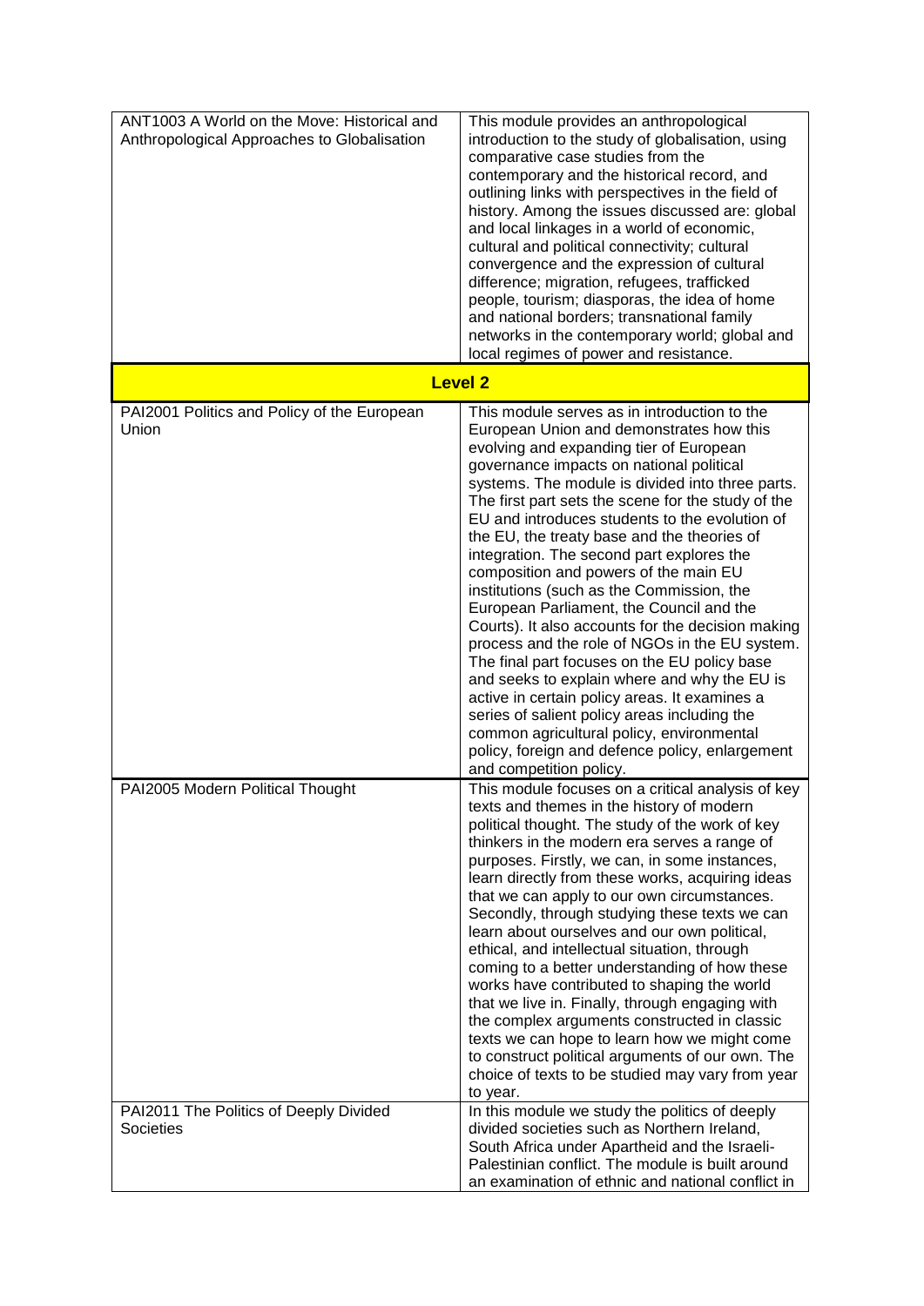| | |
|---|---|
| ANT1003 A World on the Move: Historical and Anthropological Approaches to Globalisation | This module provides an anthropological introduction to the study of globalisation, using comparative case studies from the contemporary and the historical record, and outlining links with perspectives in the field of history. Among the issues discussed are: global and local linkages in a world of economic, cultural and political connectivity; cultural convergence and the expression of cultural difference; migration, refugees, trafficked people, tourism; diasporas, the idea of home and national borders; transnational family networks in the contemporary world; global and local regimes of power and resistance. |
| **Level 2** | |
| PAI2001 Politics and Policy of the European Union | This module serves as in introduction to the European Union and demonstrates how this evolving and expanding tier of European governance impacts on national political systems. The module is divided into three parts. The first part sets the scene for the study of the EU and introduces students to the evolution of the EU, the treaty base and the theories of integration. The second part explores the composition and powers of the main EU institutions (such as the Commission, the European Parliament, the Council and the Courts). It also accounts for the decision making process and the role of NGOs in the EU system. The final part focuses on the EU policy base and seeks to explain where and why the EU is active in certain policy areas. It examines a series of salient policy areas including the common agricultural policy, environmental policy, foreign and defence policy, enlargement and competition policy. |
| PAI2005 Modern Political Thought | This module focuses on a critical analysis of key texts and themes in the history of modern political thought. The study of the work of key thinkers in the modern era serves a range of purposes. Firstly, we can, in some instances, learn directly from these works, acquiring ideas that we can apply to our own circumstances. Secondly, through studying these texts we can learn about ourselves and our own political, ethical, and intellectual situation, through coming to a better understanding of how these works have contributed to shaping the world that we live in. Finally, through engaging with the complex arguments constructed in classic texts we can hope to learn how we might come to construct political arguments of our own. The choice of texts to be studied may vary from year to year. |
| PAI2011 The Politics of Deeply Divided Societies | In this module we study the politics of deeply divided societies such as Northern Ireland, South Africa under Apartheid and the Israeli-Palestinian conflict. The module is built around an examination of ethnic and national conflict in |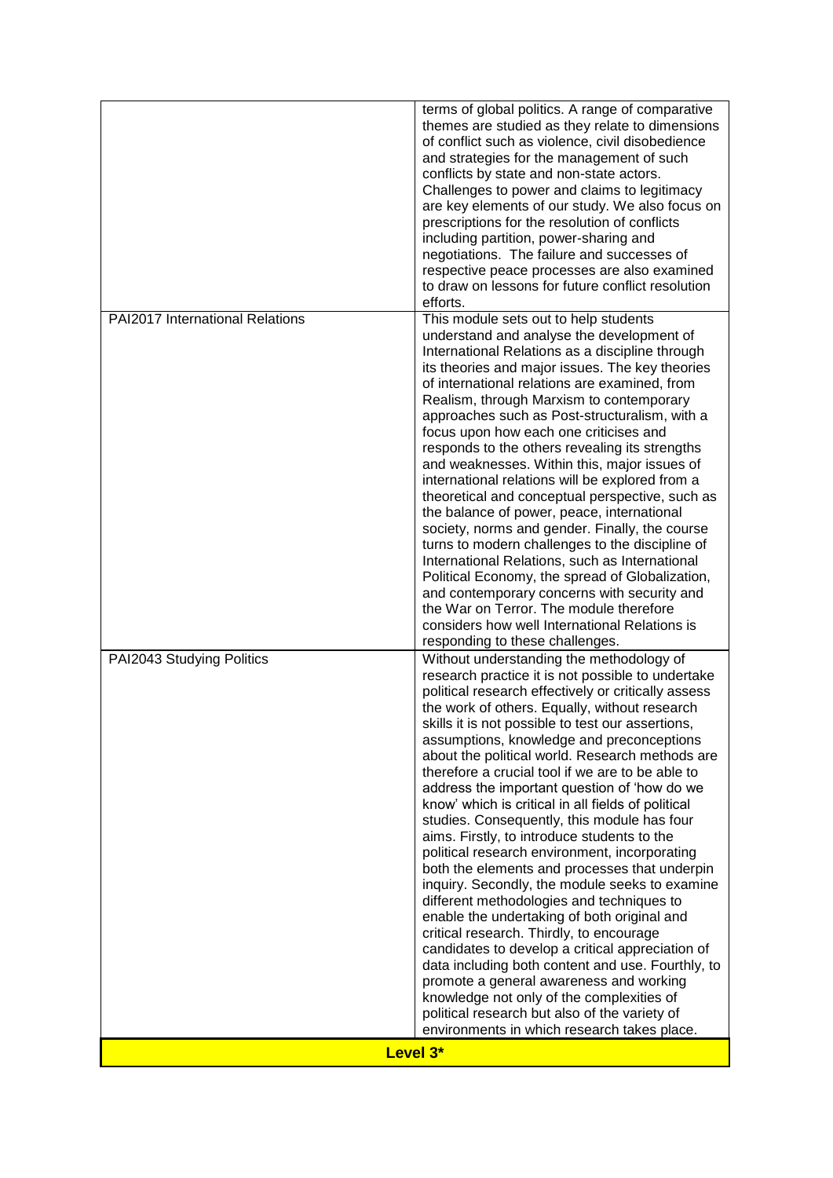| | |
|---|---|
| | terms of global politics. A range of comparative themes are studied as they relate to dimensions of conflict such as violence, civil disobedience and strategies for the management of such conflicts by state and non-state actors. Challenges to power and claims to legitimacy are key elements of our study. We also focus on prescriptions for the resolution of conflicts including partition, power-sharing and negotiations. The failure and successes of respective peace processes are also examined to draw on lessons for future conflict resolution efforts. |
| PAI2017 International Relations | This module sets out to help students understand and analyse the development of International Relations as a discipline through its theories and major issues. The key theories of international relations are examined, from Realism, through Marxism to contemporary approaches such as Post-structuralism, with a focus upon how each one criticises and responds to the others revealing its strengths and weaknesses. Within this, major issues of international relations will be explored from a theoretical and conceptual perspective, such as the balance of power, peace, international society, norms and gender. Finally, the course turns to modern challenges to the discipline of International Relations, such as International Political Economy, the spread of Globalization, and contemporary concerns with security and the War on Terror. The module therefore considers how well International Relations is responding to these challenges. |
| PAI2043 Studying Politics | Without understanding the methodology of research practice it is not possible to undertake political research effectively or critically assess the work of others. Equally, without research skills it is not possible to test our assertions, assumptions, knowledge and preconceptions about the political world. Research methods are therefore a crucial tool if we are to be able to address the important question of 'how do we know' which is critical in all fields of political studies. Consequently, this module has four aims. Firstly, to introduce students to the political research environment, incorporating both the elements and processes that underpin inquiry. Secondly, the module seeks to examine different methodologies and techniques to enable the undertaking of both original and critical research. Thirdly, to encourage candidates to develop a critical appreciation of data including both content and use. Fourthly, to promote a general awareness and working knowledge not only of the complexities of political research but also of the variety of environments in which research takes place. |
| **Level 3*** | |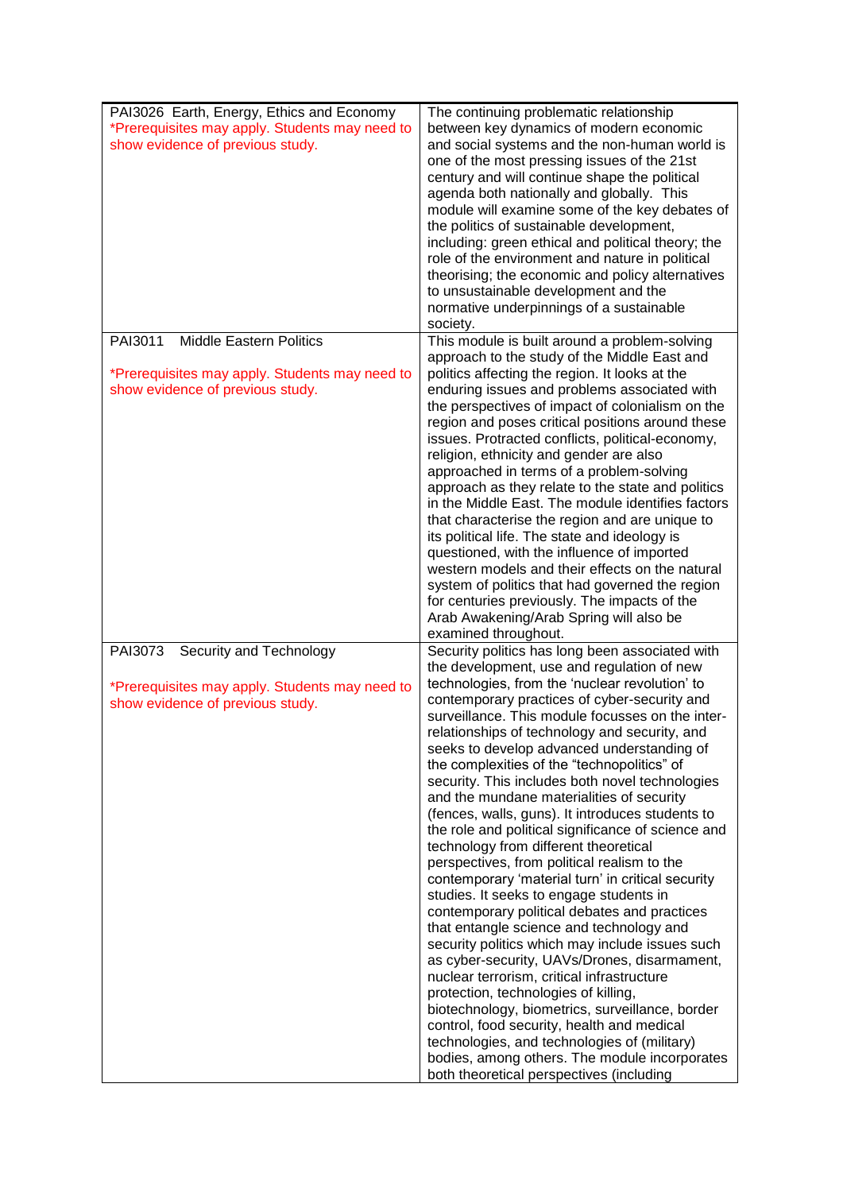| | |
|---|---|
| PAI3026 Earth, Energy, Ethics and Economy<br>*Prerequisites may apply. Students may need to show evidence of previous study. | The continuing problematic relationship between key dynamics of modern economic and social systems and the non-human world is one of the most pressing issues of the 21st century and will continue shape the political agenda both nationally and globally. This module will examine some of the key debates of the politics of sustainable development, including: green ethical and political theory; the role of the environment and nature in political theorising; the economic and policy alternatives to unsustainable development and the normative underpinnings of a sustainable society. |
| PAI3011 Middle Eastern Politics<br><br>*Prerequisites may apply. Students may need to show evidence of previous study. | This module is built around a problem-solving approach to the study of the Middle East and politics affecting the region. It looks at the enduring issues and problems associated with the perspectives of impact of colonialism on the region and poses critical positions around these issues. Protracted conflicts, political-economy, religion, ethnicity and gender are also approached in terms of a problem-solving approach as they relate to the state and politics in the Middle East. The module identifies factors that characterise the region and are unique to its political life. The state and ideology is questioned, with the influence of imported western models and their effects on the natural system of politics that had governed the region for centuries previously. The impacts of the Arab Awakening/Arab Spring will also be examined throughout. |
| PAI3073 Security and Technology<br><br>*Prerequisites may apply. Students may need to show evidence of previous study. | Security politics has long been associated with the development, use and regulation of new technologies, from the 'nuclear revolution' to contemporary practices of cyber-security and surveillance. This module focusses on the inter-relationships of technology and security, and seeks to develop advanced understanding of the complexities of the "technopolitics" of security. This includes both novel technologies and the mundane materialities of security (fences, walls, guns). It introduces students to the role and political significance of science and technology from different theoretical perspectives, from political realism to the contemporary 'material turn' in critical security studies. It seeks to engage students in contemporary political debates and practices that entangle science and technology and security politics which may include issues such as cyber-security, UAVs/Drones, disarmament, nuclear terrorism, critical infrastructure protection, technologies of killing, biotechnology, biometrics, surveillance, border control, food security, health and medical technologies, and technologies of (military) bodies, among others. The module incorporates both theoretical perspectives (including |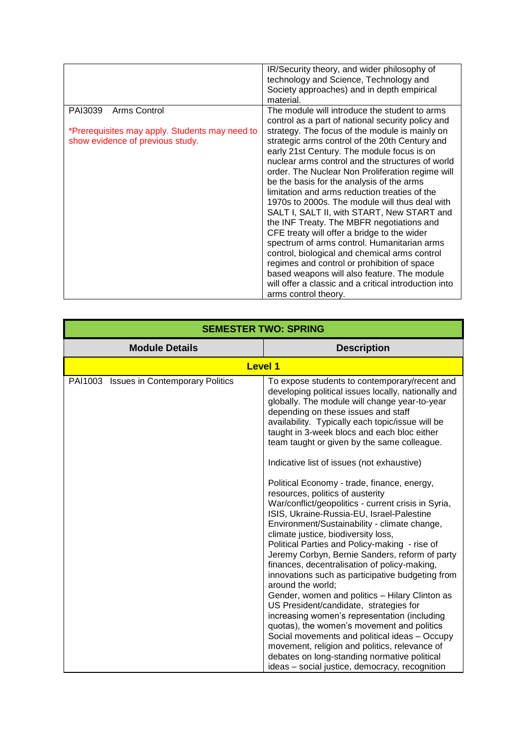| | |
|---|---|
| | IR/Security theory, and wider philosophy of technology and Science, Technology and Society approaches) and in depth empirical material. |
| PAI3039 Arms Control<br><br>*Prerequisites may apply. Students may need to show evidence of previous study. | The module will introduce the student to arms control as a part of national security policy and strategy. The focus of the module is mainly on strategic arms control of the 20th Century and early 21st Century. The module focus is on nuclear arms control and the structures of world order. The Nuclear Non Proliferation regime will be the basis for the analysis of the arms limitation and arms reduction treaties of the 1970s to 2000s. The module will thus deal with SALT I, SALT II, with START, New START and the INF Treaty. The MBFR negotiations and CFE treaty will offer a bridge to the wider spectrum of arms control. Humanitarian arms control, biological and chemical arms control regimes and control or prohibition of space based weapons will also feature. The module will offer a classic and a critical introduction into arms control theory. |

| **SEMESTER TWO: SPRING** | |
|---|---|
| **Module Details** | **Description** |
| **Level 1** | |
| PAI1003 Issues in Contemporary Politics | To expose students to contemporary/recent and developing political issues locally, nationally and globally. The module will change year-to-year depending on these issues and staff availability. Typically each topic/issue will be taught in 3-week blocs and each bloc either team taught or given by the same colleague.<br><br>Indicative list of issues (not exhaustive)<br><br>Political Economy - trade, finance, energy, resources, politics of austerity<br>War/conflict/geopolitics - current crisis in Syria, ISIS, Ukraine-Russia-EU, Israel-Palestine<br>Environment/Sustainability - climate change, climate justice, biodiversity loss,<br>Political Parties and Policy-making - rise of Jeremy Corbyn, Bernie Sanders, reform of party finances, decentralisation of policy-making, innovations such as participative budgeting from around the world;<br>Gender, women and politics – Hilary Clinton as US President/candidate, strategies for increasing women's representation (including quotas), the women's movement and politics<br>Social movements and political ideas – Occupy movement, religion and politics, relevance of debates on long-standing normative political ideas – social justice, democracy, recognition |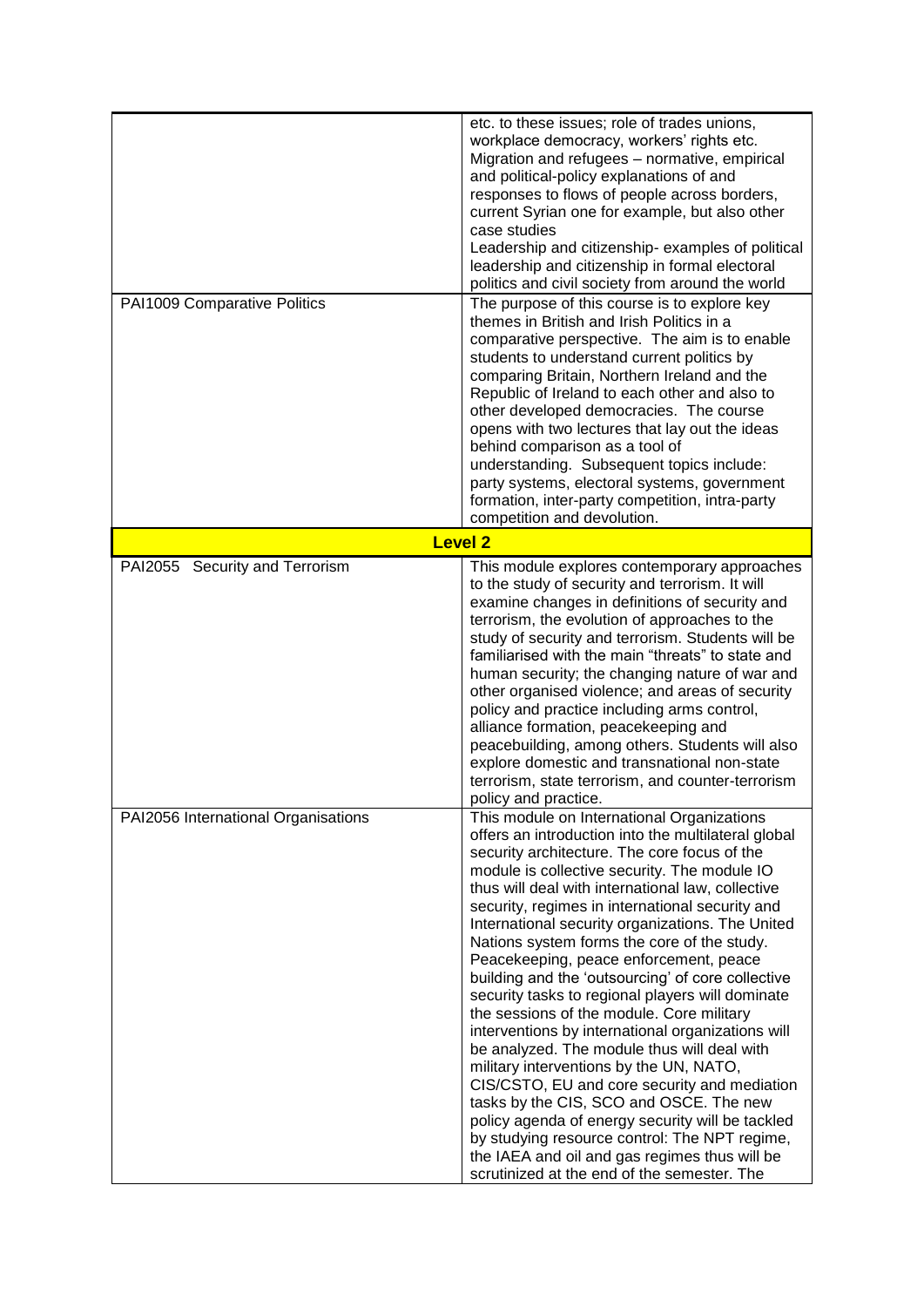| | |
|---|---|
| | etc. to these issues; role of trades unions, workplace democracy, workers' rights etc. Migration and refugees – normative, empirical and political-policy explanations of and responses to flows of people across borders, current Syrian one for example, but also other case studies Leadership and citizenship- examples of political leadership and citizenship in formal electoral politics and civil society from around the world |
| PAI1009 Comparative Politics | The purpose of this course is to explore key themes in British and Irish Politics in a comparative perspective. The aim is to enable students to understand current politics by comparing Britain, Northern Ireland and the Republic of Ireland to each other and also to other developed democracies. The course opens with two lectures that lay out the ideas behind comparison as a tool of understanding. Subsequent topics include: party systems, electoral systems, government formation, inter-party competition, intra-party competition and devolution. |
| **Level 2** | |
| PAI2055 Security and Terrorism | This module explores contemporary approaches to the study of security and terrorism. It will examine changes in definitions of security and terrorism, the evolution of approaches to the study of security and terrorism. Students will be familiarised with the main "threats" to state and human security; the changing nature of war and other organised violence; and areas of security policy and practice including arms control, alliance formation, peacekeeping and peacebuilding, among others. Students will also explore domestic and transnational non-state terrorism, state terrorism, and counter-terrorism policy and practice. |
| PAI2056 International Organisations | This module on International Organizations offers an introduction into the multilateral global security architecture. The core focus of the module is collective security. The module IO thus will deal with international law, collective security, regimes in international security and International security organizations. The United Nations system forms the core of the study. Peacekeeping, peace enforcement, peace building and the 'outsourcing' of core collective security tasks to regional players will dominate the sessions of the module. Core military interventions by international organizations will be analyzed. The module thus will deal with military interventions by the UN, NATO, CIS/CSTO, EU and core security and mediation tasks by the CIS, SCO and OSCE. The new policy agenda of energy security will be tackled by studying resource control: The NPT regime, the IAEA and oil and gas regimes thus will be scrutinized at the end of the semester. The |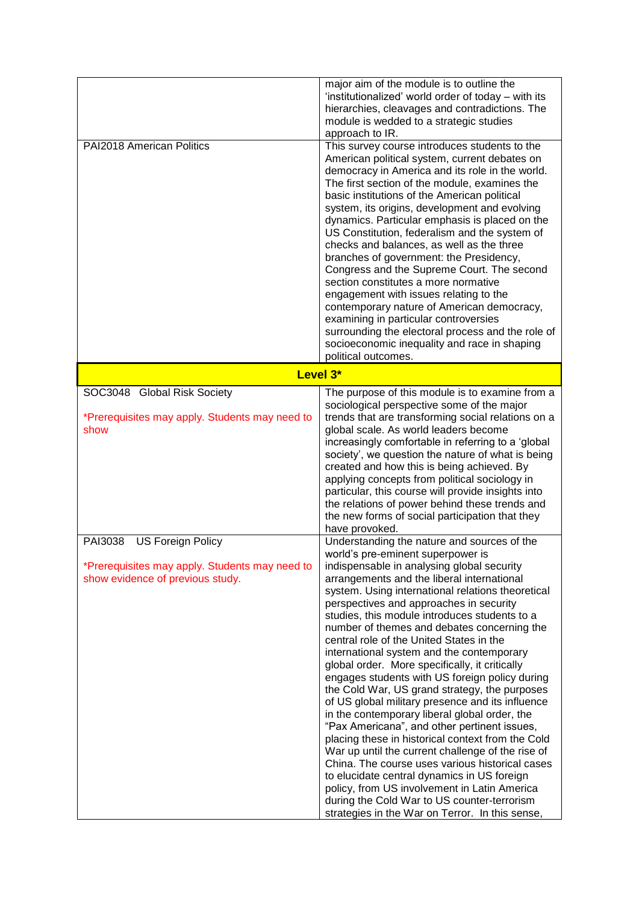| | |
|---|---|
| | major aim of the module is to outline the 'institutionalized' world order of today – with its hierarchies, cleavages and contradictions. The module is wedded to a strategic studies approach to IR. |
| PAI2018 American Politics | This survey course introduces students to the American political system, current debates on democracy in America and its role in the world. The first section of the module, examines the basic institutions of the American political system, its origins, development and evolving dynamics. Particular emphasis is placed on the US Constitution, federalism and the system of checks and balances, as well as the three branches of government: the Presidency, Congress and the Supreme Court. The second section constitutes a more normative engagement with issues relating to the contemporary nature of American democracy, examining in particular controversies surrounding the electoral process and the role of socioeconomic inequality and race in shaping political outcomes. |
| **Level 3*** | |
| SOC3048 Global Risk Society<br><br>*Prerequisites may apply. Students may need to show | The purpose of this module is to examine from a sociological perspective some of the major trends that are transforming social relations on a global scale. As world leaders become increasingly comfortable in referring to a 'global society', we question the nature of what is being created and how this is being achieved. By applying concepts from political sociology in particular, this course will provide insights into the relations of power behind these trends and the new forms of social participation that they have provoked. |
| PAI3038 US Foreign Policy<br><br>*Prerequisites may apply. Students may need to show evidence of previous study. | Understanding the nature and sources of the world's pre-eminent superpower is indispensable in analysing global security arrangements and the liberal international system. Using international relations theoretical perspectives and approaches in security studies, this module introduces students to a number of themes and debates concerning the central role of the United States in the international system and the contemporary global order. More specifically, it critically engages students with US foreign policy during the Cold War, US grand strategy, the purposes of US global military presence and its influence in the contemporary liberal global order, the "Pax Americana", and other pertinent issues, placing these in historical context from the Cold War up until the current challenge of the rise of China. The course uses various historical cases to elucidate central dynamics in US foreign policy, from US involvement in Latin America during the Cold War to US counter-terrorism strategies in the War on Terror. In this sense, |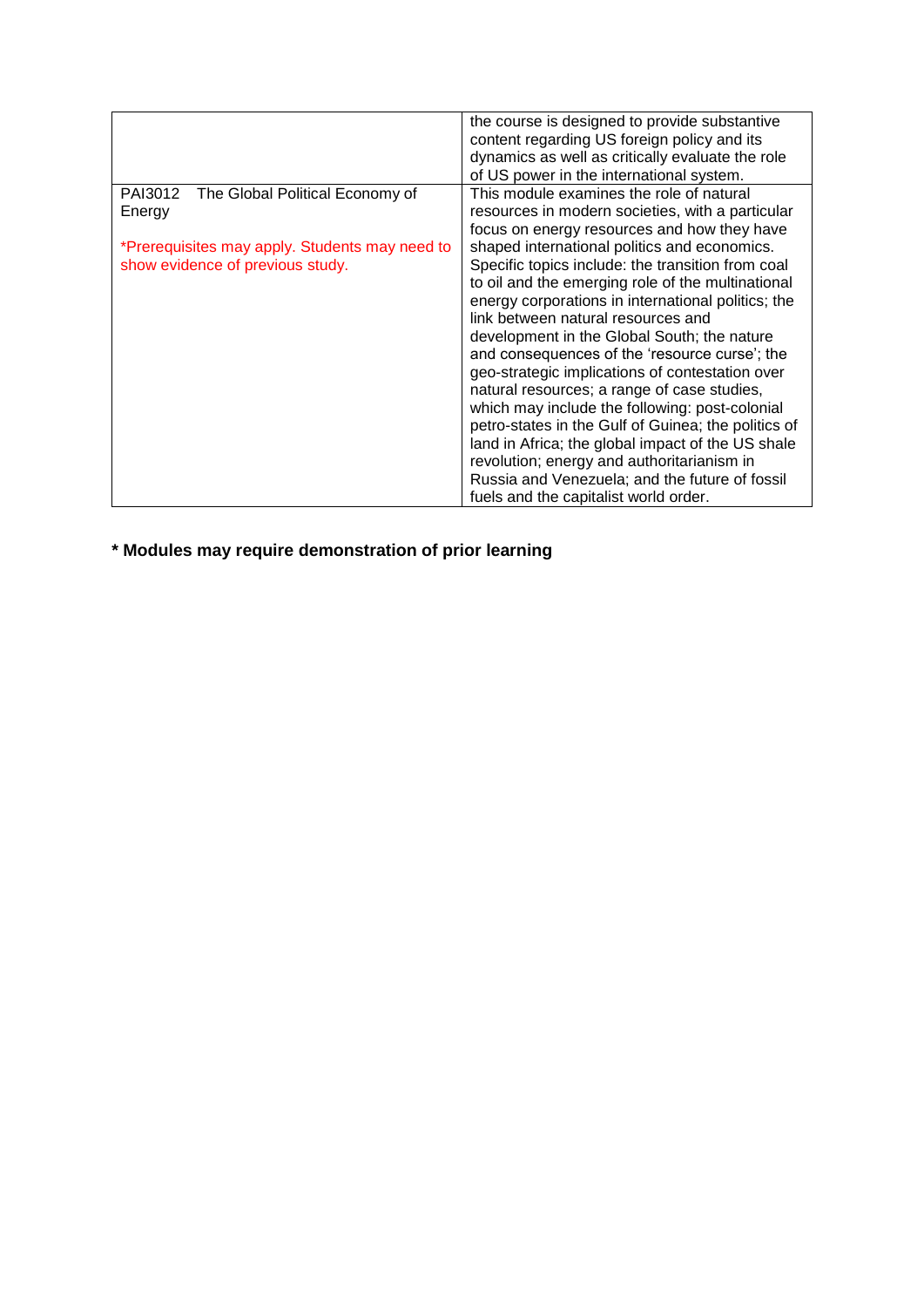| | |
|---|---|
| | the course is designed to provide substantive content regarding US foreign policy and its dynamics as well as critically evaluate the role of US power in the international system. |
| PAI3012 The Global Political Economy of Energy<br><br>*Prerequisites may apply. Students may need to show evidence of previous study. | This module examines the role of natural resources in modern societies, with a particular focus on energy resources and how they have shaped international politics and economics. Specific topics include: the transition from coal to oil and the emerging role of the multinational energy corporations in international politics; the link between natural resources and development in the Global South; the nature and consequences of the 'resource curse'; the geo-strategic implications of contestation over natural resources; a range of case studies, which may include the following: post-colonial petro-states in the Gulf of Guinea; the politics of land in Africa; the global impact of the US shale revolution; energy and authoritarianism in Russia and Venezuela; and the future of fossil fuels and the capitalist world order. |

**\* Modules may require demonstration of prior learning**